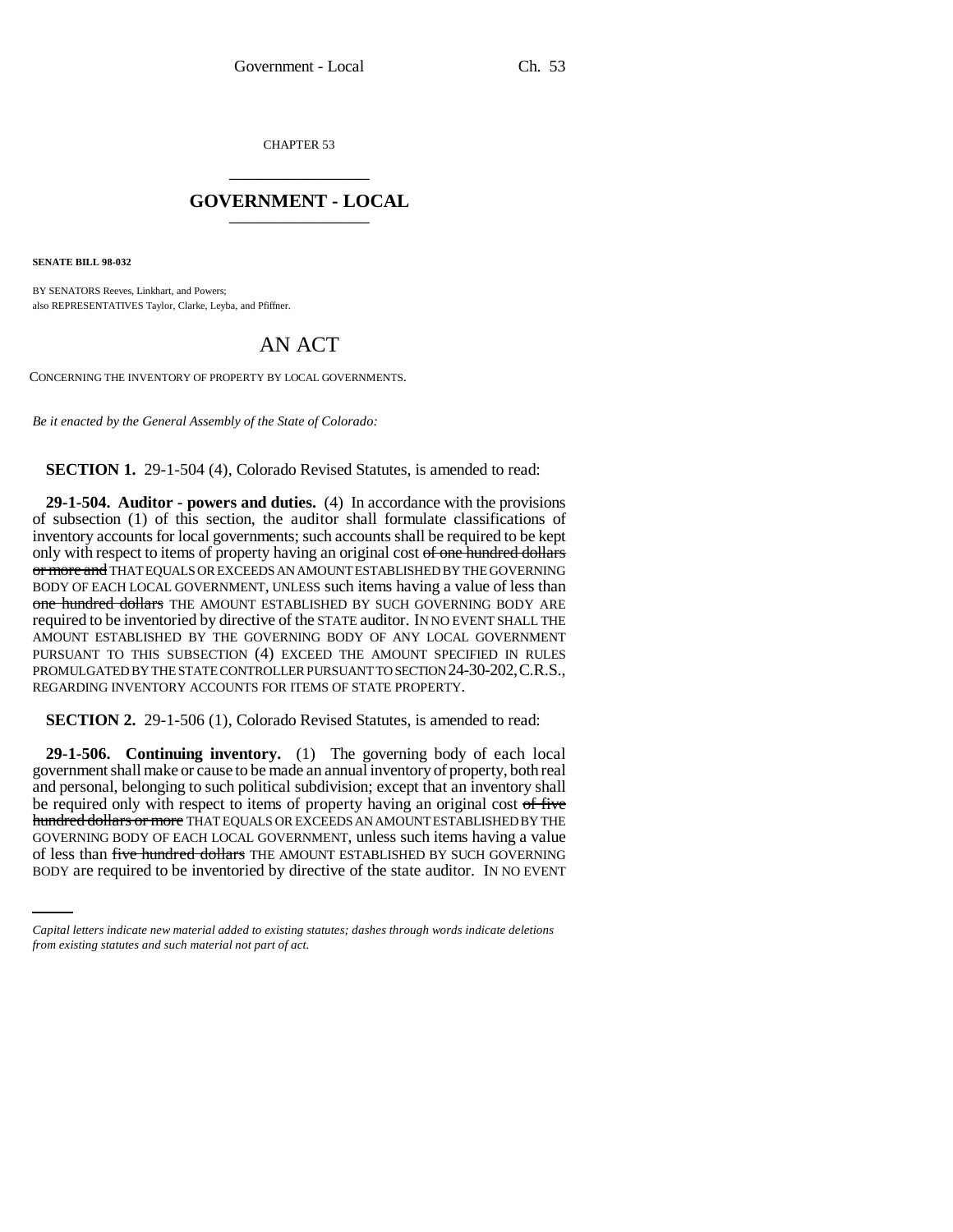CHAPTER 53

# GOVERNMENT - LOCAL

**SENATE BILL 98-032**

BY SENATORS Reeves, Linkhart, and Powers;
also REPRESENTATIVES Taylor, Clarke, Leyba, and Pfiffner.

# AN ACT

CONCERNING THE INVENTORY OF PROPERTY BY LOCAL GOVERNMENTS.

*Be it enacted by the General Assembly of the State of Colorado:*

**SECTION 1.** 29-1-504 (4), Colorado Revised Statutes, is amended to read:

**29-1-504. Auditor - powers and duties.** (4) In accordance with the provisions of subsection (1) of this section, the auditor shall formulate classifications of inventory accounts for local governments; such accounts shall be required to be kept only with respect to items of property having an original cost ~~of one hundred dollars or more and~~ THAT EQUALS OR EXCEEDS AN AMOUNT ESTABLISHED BY THE GOVERNING BODY OF EACH LOCAL GOVERNMENT, UNLESS such items having a value of less than ~~one hundred dollars~~ THE AMOUNT ESTABLISHED BY SUCH GOVERNING BODY are required to be inventoried by directive of the STATE auditor. IN NO EVENT SHALL THE AMOUNT ESTABLISHED BY THE GOVERNING BODY OF ANY LOCAL GOVERNMENT PURSUANT TO THIS SUBSECTION (4) EXCEED THE AMOUNT SPECIFIED IN RULES PROMULGATED BY THE STATE CONTROLLER PURSUANT TO SECTION 24-30-202, C.R.S., REGARDING INVENTORY ACCOUNTS FOR ITEMS OF STATE PROPERTY.

**SECTION 2.** 29-1-506 (1), Colorado Revised Statutes, is amended to read:

**29-1-506. Continuing inventory.** (1) The governing body of each local government shall make or cause to be made an annual inventory of property, both real and personal, belonging to such political subdivision; except that an inventory shall be required only with respect to items of property having an original cost ~~of five hundred dollars or more~~ THAT EQUALS OR EXCEEDS AN AMOUNT ESTABLISHED BY THE GOVERNING BODY OF EACH LOCAL GOVERNMENT, unless such items having a value of less than ~~five hundred dollars~~ THE AMOUNT ESTABLISHED BY SUCH GOVERNING BODY are required to be inventoried by directive of the state auditor. IN NO EVENT

*Capital letters indicate new material added to existing statutes; dashes through words indicate deletions from existing statutes and such material not part of act.*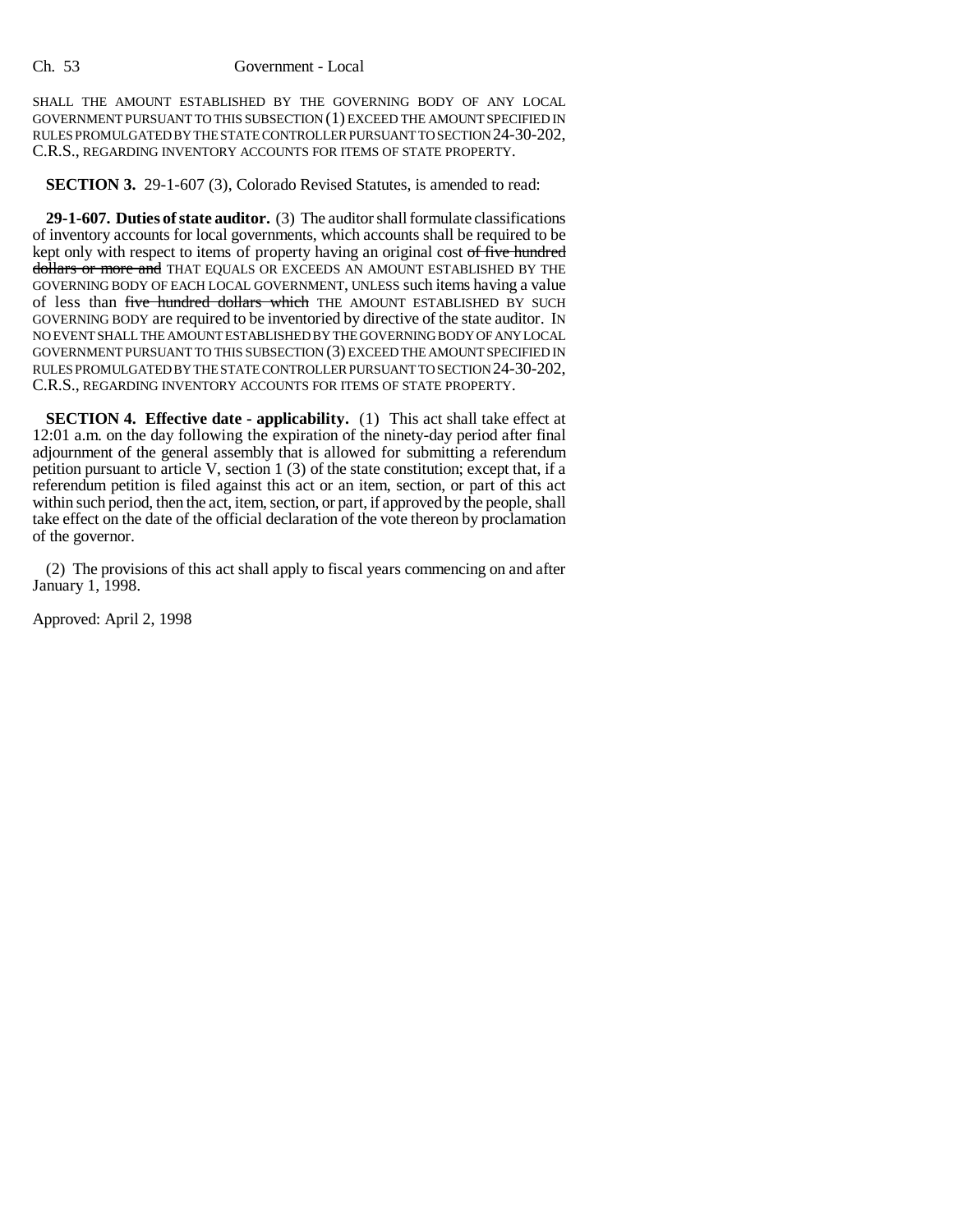SHALL THE AMOUNT ESTABLISHED BY THE GOVERNING BODY OF ANY LOCAL GOVERNMENT PURSUANT TO THIS SUBSECTION (1) EXCEED THE AMOUNT SPECIFIED IN RULES PROMULGATED BY THE STATE CONTROLLER PURSUANT TO SECTION 24-30-202, C.R.S., REGARDING INVENTORY ACCOUNTS FOR ITEMS OF STATE PROPERTY.

**SECTION 3.** 29-1-607 (3), Colorado Revised Statutes, is amended to read:

**29-1-607. Duties of state auditor.** (3) The auditor shall formulate classifications of inventory accounts for local governments, which accounts shall be required to be kept only with respect to items of property having an original cost ~~of five hundred dollars or more and~~ THAT EQUALS OR EXCEEDS AN AMOUNT ESTABLISHED BY THE GOVERNING BODY OF EACH LOCAL GOVERNMENT, UNLESS such items having a value of less than ~~five hundred dollars which~~ THE AMOUNT ESTABLISHED BY SUCH GOVERNING BODY are required to be inventoried by directive of the state auditor. IN NO EVENT SHALL THE AMOUNT ESTABLISHED BY THE GOVERNING BODY OF ANY LOCAL GOVERNMENT PURSUANT TO THIS SUBSECTION (3) EXCEED THE AMOUNT SPECIFIED IN RULES PROMULGATED BY THE STATE CONTROLLER PURSUANT TO SECTION 24-30-202, C.R.S., REGARDING INVENTORY ACCOUNTS FOR ITEMS OF STATE PROPERTY.

**SECTION 4. Effective date - applicability.** (1) This act shall take effect at 12:01 a.m. on the day following the expiration of the ninety-day period after final adjournment of the general assembly that is allowed for submitting a referendum petition pursuant to article V, section 1 (3) of the state constitution; except that, if a referendum petition is filed against this act or an item, section, or part of this act within such period, then the act, item, section, or part, if approved by the people, shall take effect on the date of the official declaration of the vote thereon by proclamation of the governor.

(2) The provisions of this act shall apply to fiscal years commencing on and after January 1, 1998.

Approved: April 2, 1998